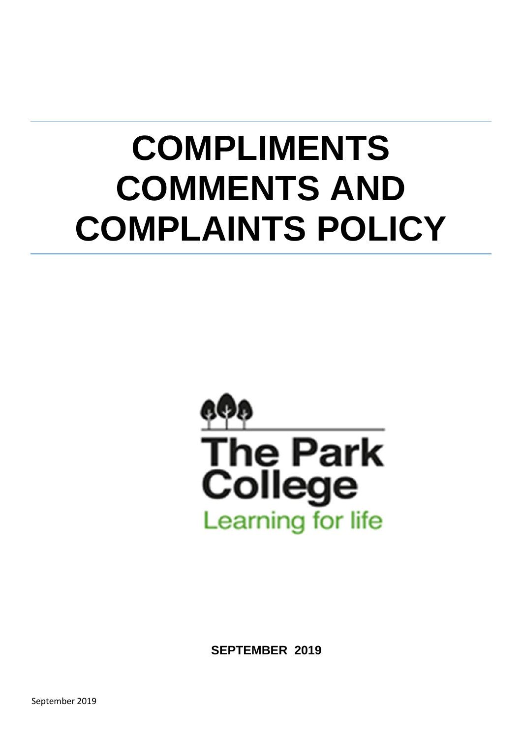# COMPLIMENTS COMMENTS AND COMPLAINTS POLICY

The Park College

Learning for life

**SEPTEMBER 2019**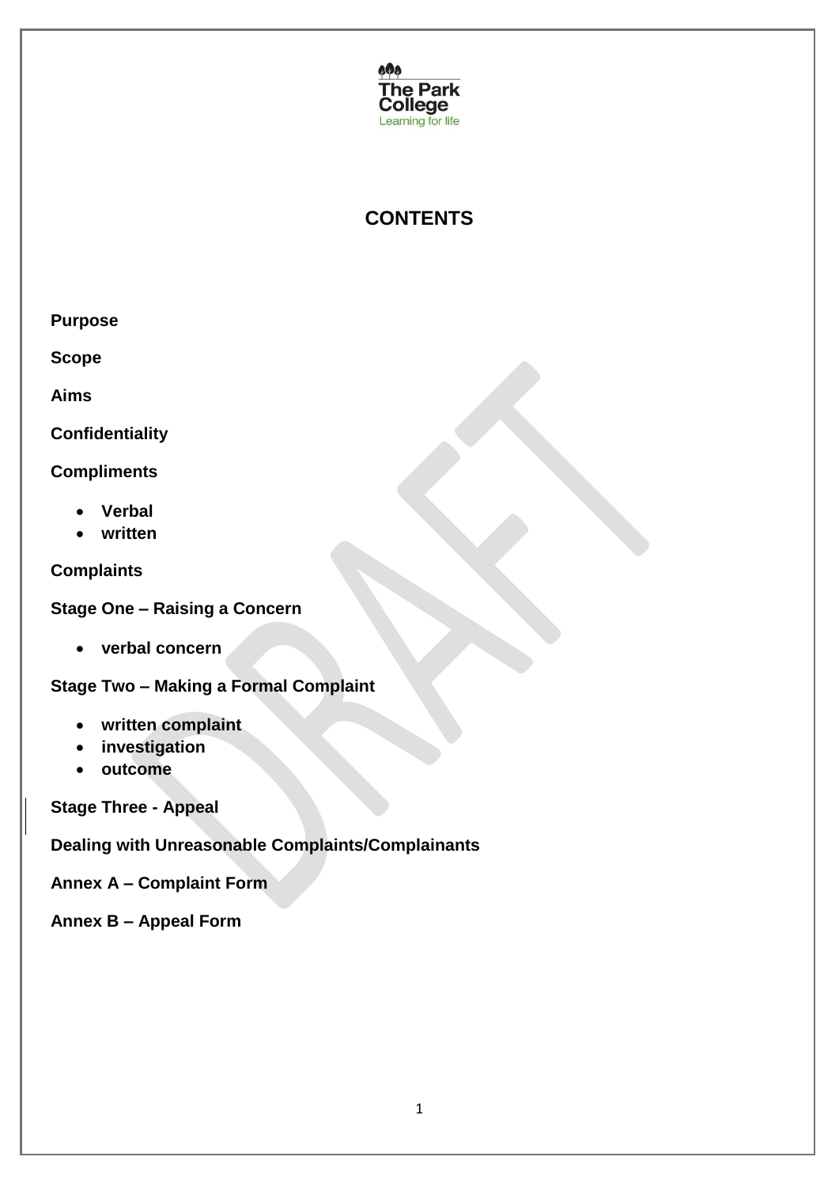The Park College
Learning for life

# CONTENTS

**Purpose**

**Scope**

**Aims**

**Confidentiality**

**Compliments**

- **Verbal**
- **written**

**Complaints**

**Stage One – Raising a Concern**

- **verbal concern**

**Stage Two – Making a Formal Complaint**

- **written complaint**
- **investigation**
- **outcome**

**Stage Three - Appeal**

**Dealing with Unreasonable Complaints/Complainants**

**Annex A – Complaint Form**

**Annex B – Appeal Form**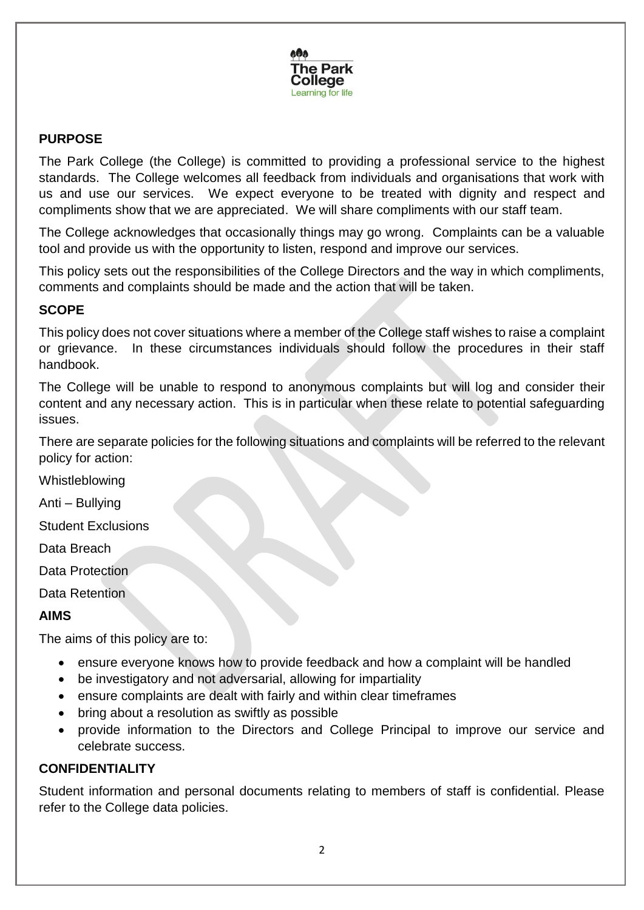## PURPOSE

The Park College (the College) is committed to providing a professional service to the highest standards. The College welcomes all feedback from individuals and organisations that work with us and use our services. We expect everyone to be treated with dignity and respect and compliments show that we are appreciated. We will share compliments with our staff team.

The College acknowledges that occasionally things may go wrong. Complaints can be a valuable tool and provide us with the opportunity to listen, respond and improve our services.

This policy sets out the responsibilities of the College Directors and the way in which compliments, comments and complaints should be made and the action that will be taken.

## SCOPE

This policy does not cover situations where a member of the College staff wishes to raise a complaint or grievance. In these circumstances individuals should follow the procedures in their staff handbook.

The College will be unable to respond to anonymous complaints but will log and consider their content and any necessary action. This is in particular when these relate to potential safeguarding issues.

There are separate policies for the following situations and complaints will be referred to the relevant policy for action:

Whistleblowing

Anti – Bullying

Student Exclusions

Data Breach

Data Protection

Data Retention

## AIMS

The aims of this policy are to:

- ensure everyone knows how to provide feedback and how a complaint will be handled
- be investigatory and not adversarial, allowing for impartiality
- ensure complaints are dealt with fairly and within clear timeframes
- bring about a resolution as swiftly as possible
- provide information to the Directors and College Principal to improve our service and celebrate success.

## CONFIDENTIALITY

Student information and personal documents relating to members of staff is confidential. Please refer to the College data policies.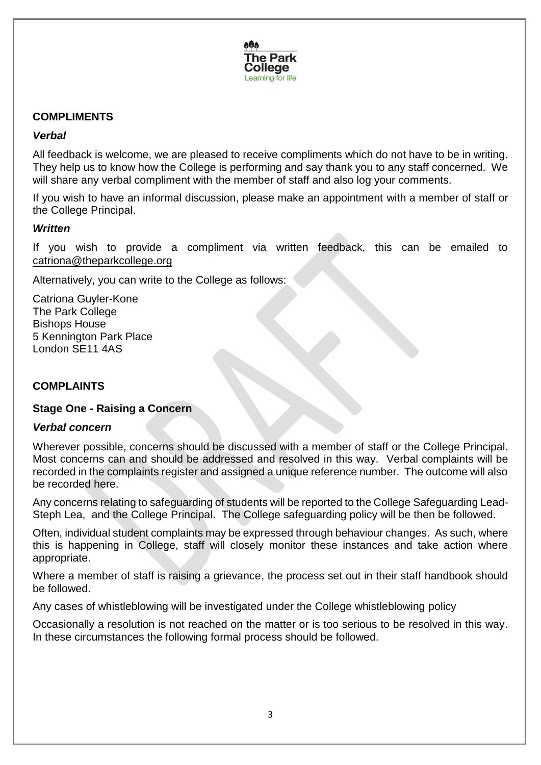## COMPLIMENTS

### *Verbal*

All feedback is welcome, we are pleased to receive compliments which do not have to be in writing. They help us to know how the College is performing and say thank you to any staff concerned. We will share any verbal compliment with the member of staff and also log your comments.

If you wish to have an informal discussion, please make an appointment with a member of staff or the College Principal.

### *Written*

If you wish to provide a compliment via written feedback, this can be emailed to catriona@theparkcollege.org

Alternatively, you can write to the College as follows:

Catriona Guyler-Kone
The Park College
Bishops House
5 Kennington Park Place
London SE11 4AS

## COMPLAINTS

### Stage One - Raising a Concern

#### *Verbal concern*

Wherever possible, concerns should be discussed with a member of staff or the College Principal. Most concerns can and should be addressed and resolved in this way. Verbal complaints will be recorded in the complaints register and assigned a unique reference number. The outcome will also be recorded here.

Any concerns relating to safeguarding of students will be reported to the College Safeguarding Lead- Steph Lea, and the College Principal. The College safeguarding policy will be then be followed.

Often, individual student complaints may be expressed through behaviour changes. As such, where this is happening in College, staff will closely monitor these instances and take action where appropriate.

Where a member of staff is raising a grievance, the process set out in their staff handbook should be followed.

Any cases of whistleblowing will be investigated under the College whistleblowing policy

Occasionally a resolution is not reached on the matter or is too serious to be resolved in this way. In these circumstances the following formal process should be followed.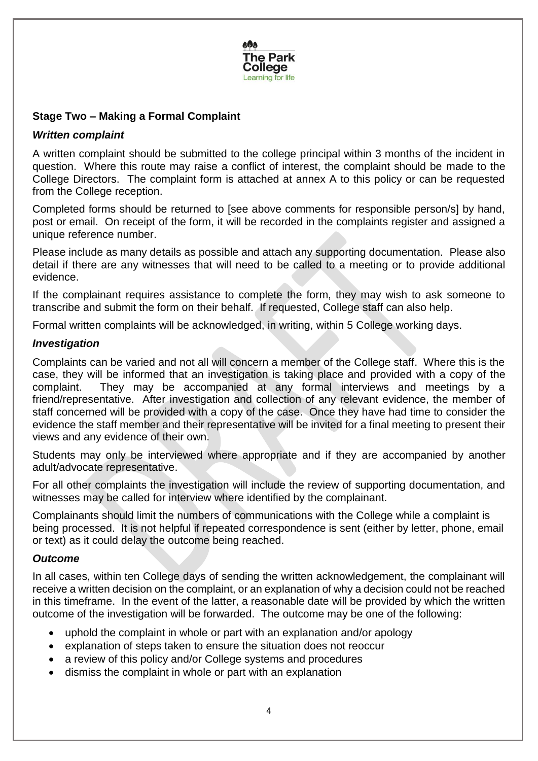### Stage Two – Making a Formal Complaint

#### *Written complaint*

A written complaint should be submitted to the college principal within 3 months of the incident in question. Where this route may raise a conflict of interest, the complaint should be made to the College Directors. The complaint form is attached at annex A to this policy or can be requested from the College reception.

Completed forms should be returned to [see above comments for responsible person/s] by hand, post or email. On receipt of the form, it will be recorded in the complaints register and assigned a unique reference number.

Please include as many details as possible and attach any supporting documentation. Please also detail if there are any witnesses that will need to be called to a meeting or to provide additional evidence.

If the complainant requires assistance to complete the form, they may wish to ask someone to transcribe and submit the form on their behalf. If requested, College staff can also help.

Formal written complaints will be acknowledged, in writing, within 5 College working days.

#### *Investigation*

Complaints can be varied and not all will concern a member of the College staff. Where this is the case, they will be informed that an investigation is taking place and provided with a copy of the complaint. They may be accompanied at any formal interviews and meetings by a friend/representative. After investigation and collection of any relevant evidence, the member of staff concerned will be provided with a copy of the case. Once they have had time to consider the evidence the staff member and their representative will be invited for a final meeting to present their views and any evidence of their own.

Students may only be interviewed where appropriate and if they are accompanied by another adult/advocate representative.

For all other complaints the investigation will include the review of supporting documentation, and witnesses may be called for interview where identified by the complainant.

Complainants should limit the numbers of communications with the College while a complaint is being processed. It is not helpful if repeated correspondence is sent (either by letter, phone, email or text) as it could delay the outcome being reached.

#### *Outcome*

In all cases, within ten College days of sending the written acknowledgement, the complainant will receive a written decision on the complaint, or an explanation of why a decision could not be reached in this timeframe. In the event of the latter, a reasonable date will be provided by which the written outcome of the investigation will be forwarded. The outcome may be one of the following:

- uphold the complaint in whole or part with an explanation and/or apology
- explanation of steps taken to ensure the situation does not reoccur
- a review of this policy and/or College systems and procedures
- dismiss the complaint in whole or part with an explanation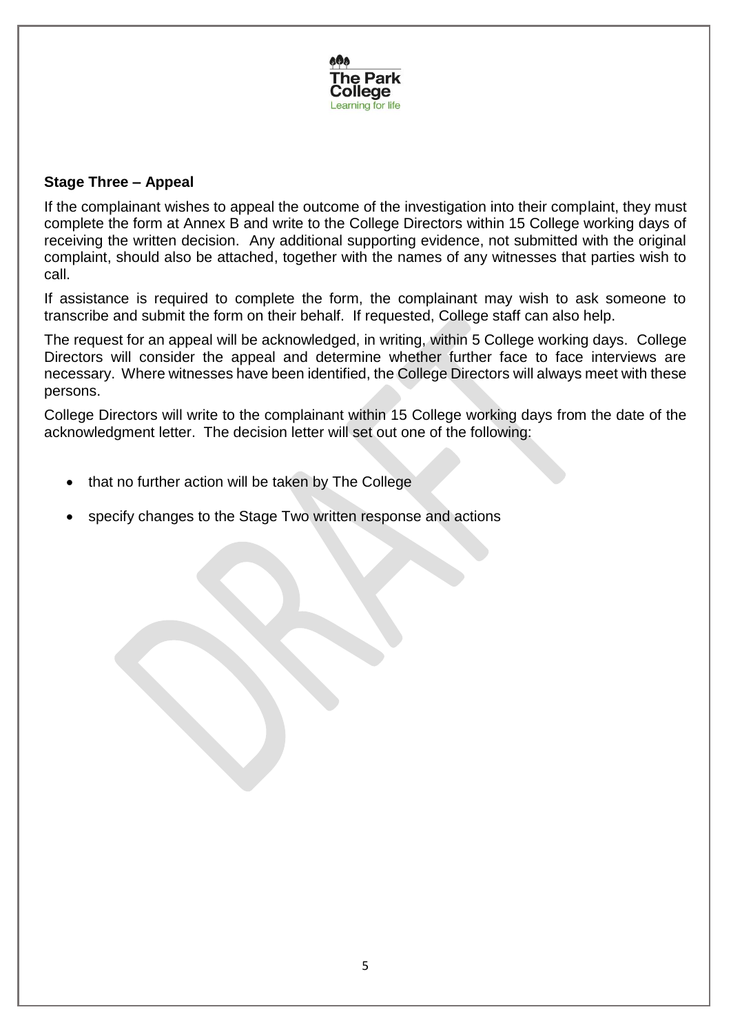### Stage Three – Appeal

If the complainant wishes to appeal the outcome of the investigation into their complaint, they must complete the form at Annex B and write to the College Directors within 15 College working days of receiving the written decision. Any additional supporting evidence, not submitted with the original complaint, should also be attached, together with the names of any witnesses that parties wish to call.

If assistance is required to complete the form, the complainant may wish to ask someone to transcribe and submit the form on their behalf. If requested, College staff can also help.

The request for an appeal will be acknowledged, in writing, within 5 College working days. College Directors will consider the appeal and determine whether further face to face interviews are necessary. Where witnesses have been identified, the College Directors will always meet with these persons.

College Directors will write to the complainant within 15 College working days from the date of the acknowledgment letter. The decision letter will set out one of the following:

- that no further action will be taken by The College
- specify changes to the Stage Two written response and actions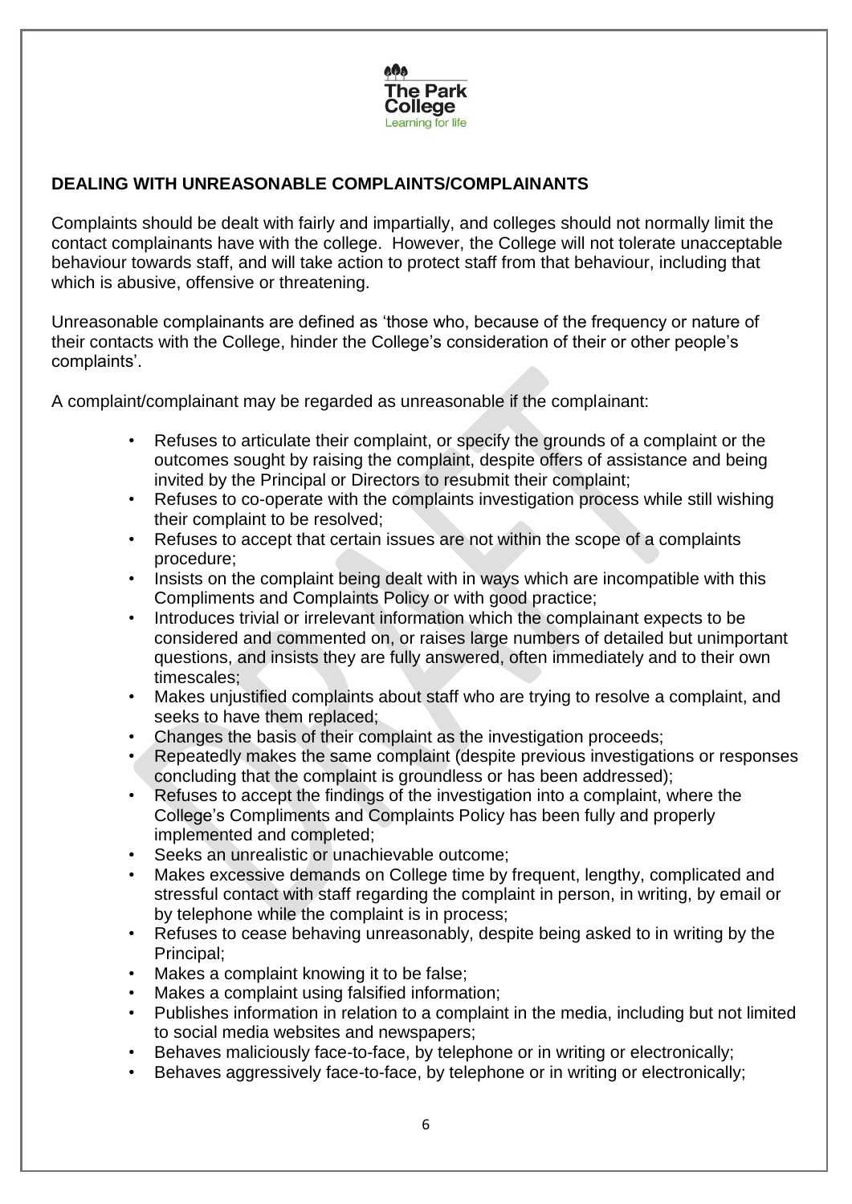## DEALING WITH UNREASONABLE COMPLAINTS/COMPLAINANTS

Complaints should be dealt with fairly and impartially, and colleges should not normally limit the contact complainants have with the college. However, the College will not tolerate unacceptable behaviour towards staff, and will take action to protect staff from that behaviour, including that which is abusive, offensive or threatening.

Unreasonable complainants are defined as 'those who, because of the frequency or nature of their contacts with the College, hinder the College's consideration of their or other people's complaints'.

A complaint/complainant may be regarded as unreasonable if the complainant:

- Refuses to articulate their complaint, or specify the grounds of a complaint or the outcomes sought by raising the complaint, despite offers of assistance and being invited by the Principal or Directors to resubmit their complaint;
- Refuses to co-operate with the complaints investigation process while still wishing their complaint to be resolved;
- Refuses to accept that certain issues are not within the scope of a complaints procedure;
- Insists on the complaint being dealt with in ways which are incompatible with this Compliments and Complaints Policy or with good practice;
- Introduces trivial or irrelevant information which the complainant expects to be considered and commented on, or raises large numbers of detailed but unimportant questions, and insists they are fully answered, often immediately and to their own timescales;
- Makes unjustified complaints about staff who are trying to resolve a complaint, and seeks to have them replaced;
- Changes the basis of their complaint as the investigation proceeds;
- Repeatedly makes the same complaint (despite previous investigations or responses concluding that the complaint is groundless or has been addressed);
- Refuses to accept the findings of the investigation into a complaint, where the College's Compliments and Complaints Policy has been fully and properly implemented and completed;
- Seeks an unrealistic or unachievable outcome;
- Makes excessive demands on College time by frequent, lengthy, complicated and stressful contact with staff regarding the complaint in person, in writing, by email or by telephone while the complaint is in process;
- Refuses to cease behaving unreasonably, despite being asked to in writing by the Principal;
- Makes a complaint knowing it to be false;
- Makes a complaint using falsified information;
- Publishes information in relation to a complaint in the media, including but not limited to social media websites and newspapers;
- Behaves maliciously face-to-face, by telephone or in writing or electronically;
- Behaves aggressively face-to-face, by telephone or in writing or electronically;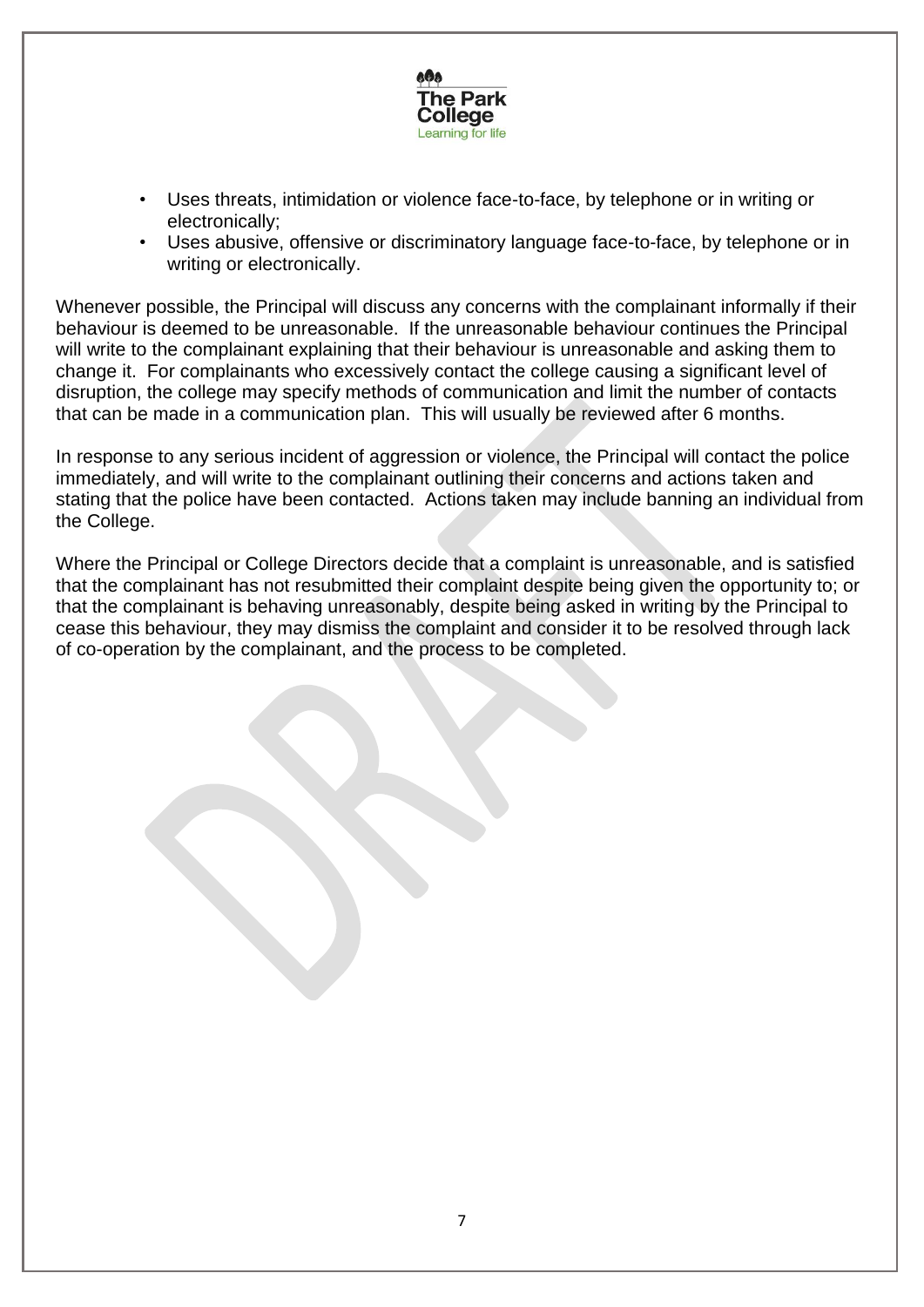- Uses threats, intimidation or violence face-to-face, by telephone or in writing or electronically;
- Uses abusive, offensive or discriminatory language face-to-face, by telephone or in writing or electronically.

Whenever possible, the Principal will discuss any concerns with the complainant informally if their behaviour is deemed to be unreasonable. If the unreasonable behaviour continues the Principal will write to the complainant explaining that their behaviour is unreasonable and asking them to change it. For complainants who excessively contact the college causing a significant level of disruption, the college may specify methods of communication and limit the number of contacts that can be made in a communication plan. This will usually be reviewed after 6 months.

In response to any serious incident of aggression or violence, the Principal will contact the police immediately, and will write to the complainant outlining their concerns and actions taken and stating that the police have been contacted. Actions taken may include banning an individual from the College.

Where the Principal or College Directors decide that a complaint is unreasonable, and is satisfied that the complainant has not resubmitted their complaint despite being given the opportunity to; or that the complainant is behaving unreasonably, despite being asked in writing by the Principal to cease this behaviour, they may dismiss the complaint and consider it to be resolved through lack of co-operation by the complainant, and the process to be completed.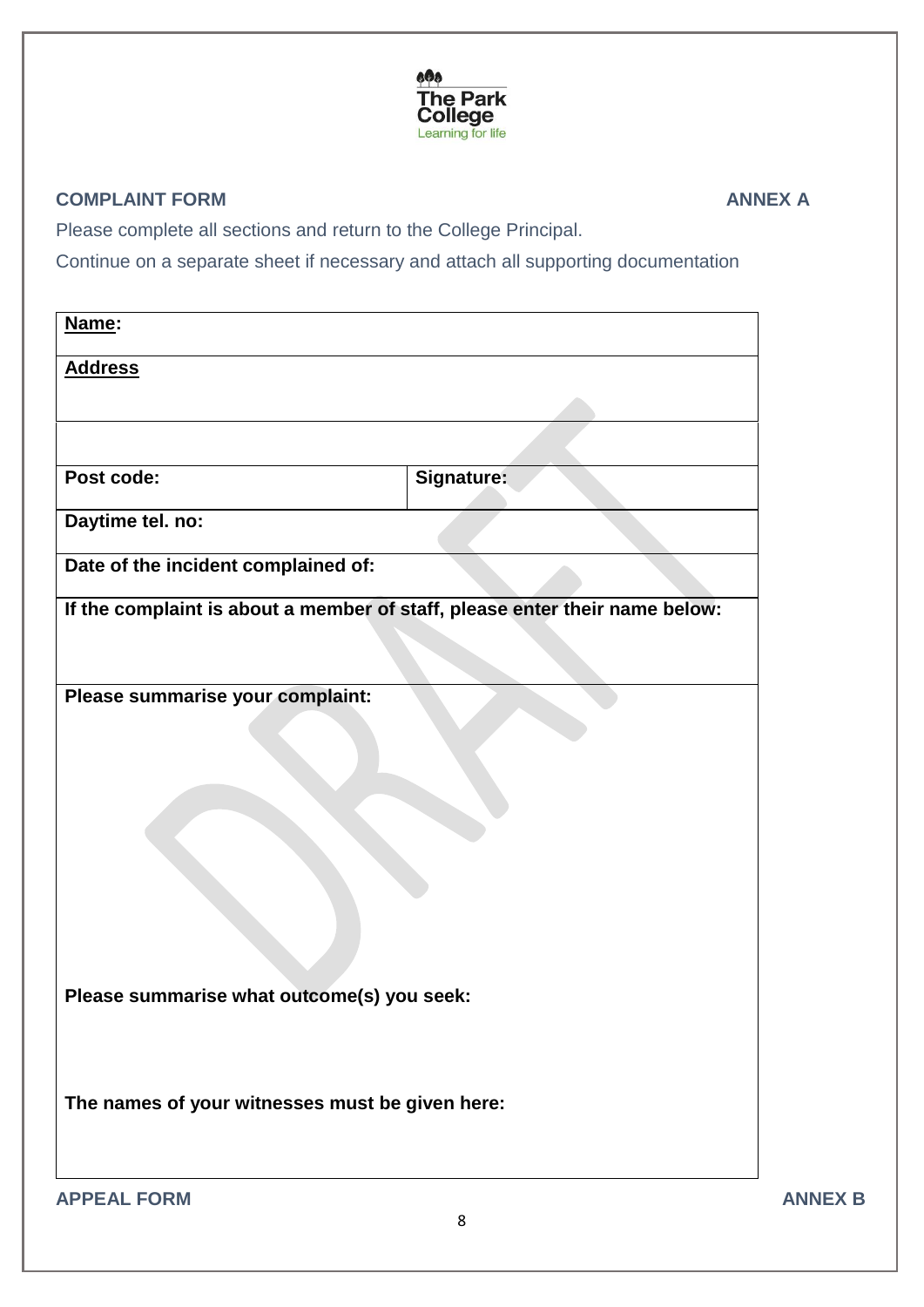**COMPLAINT FORM** **ANNEX A**

Please complete all sections and return to the College Principal.

Continue on a separate sheet if necessary and attach all supporting documentation

| **Name:** | |
|---|---|
| **Address** | |
| | |
| **Post code:** | **Signature:** |
| **Daytime tel. no:** | |
| **Date of the incident complained of:** | |
| **If the complaint is about a member of staff, please enter their name below:** | |
| **Please summarise your complaint:**<br><br>**Please summarise what outcome(s) you seek:**<br><br>**The names of your witnesses must be given here:** | |

**APPEAL FORM** **ANNEX B**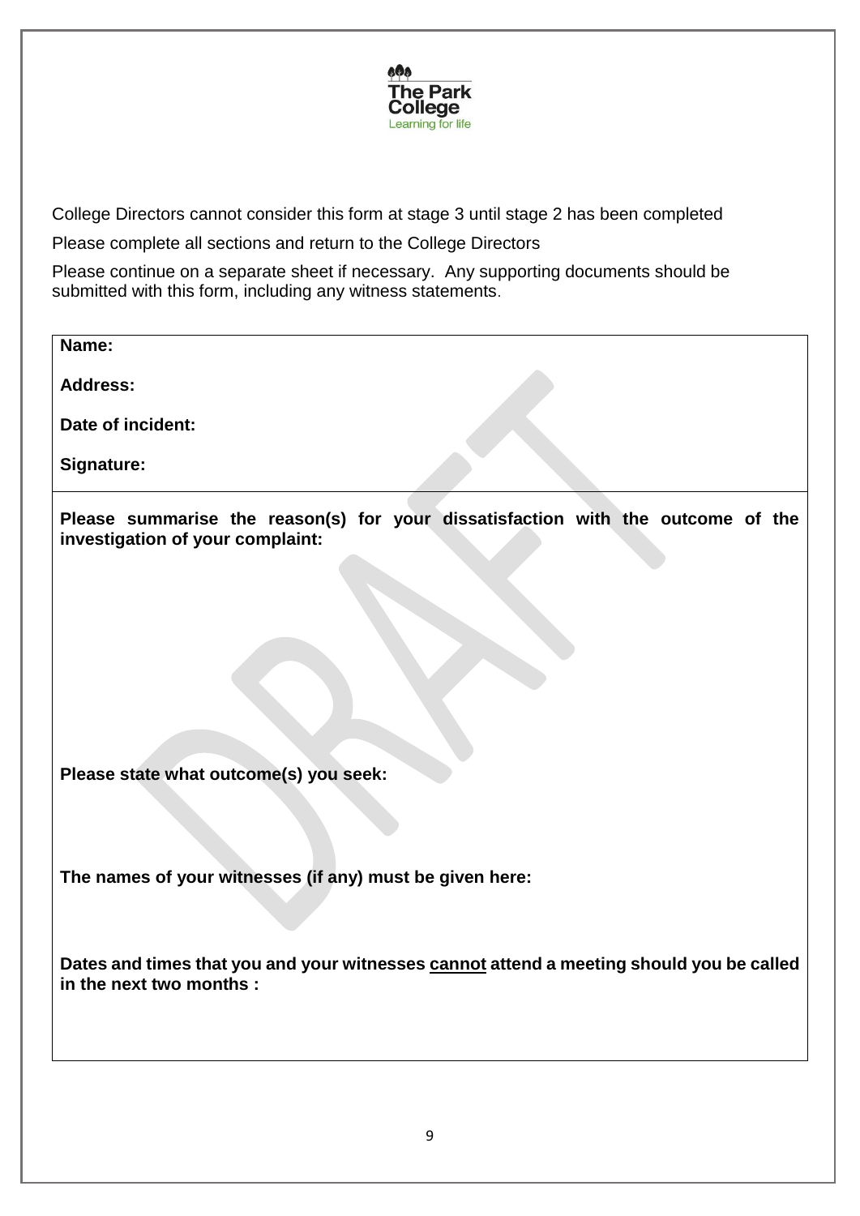The Park College
Learning for life

College Directors cannot consider this form at stage 3 until stage 2 has been completed

Please complete all sections and return to the College Directors

Please continue on a separate sheet if necessary. Any supporting documents should be submitted with this form, including any witness statements.

**Name:**

**Address:**

**Date of incident:**

**Signature:**

---

**Please summarise the reason(s) for your dissatisfaction with the outcome of the investigation of your complaint:**

**Please state what outcome(s) you seek:**

**The names of your witnesses (if any) must be given here:**

**Dates and times that you and your witnesses <u>cannot</u> attend a meeting should you be called in the next two months :**